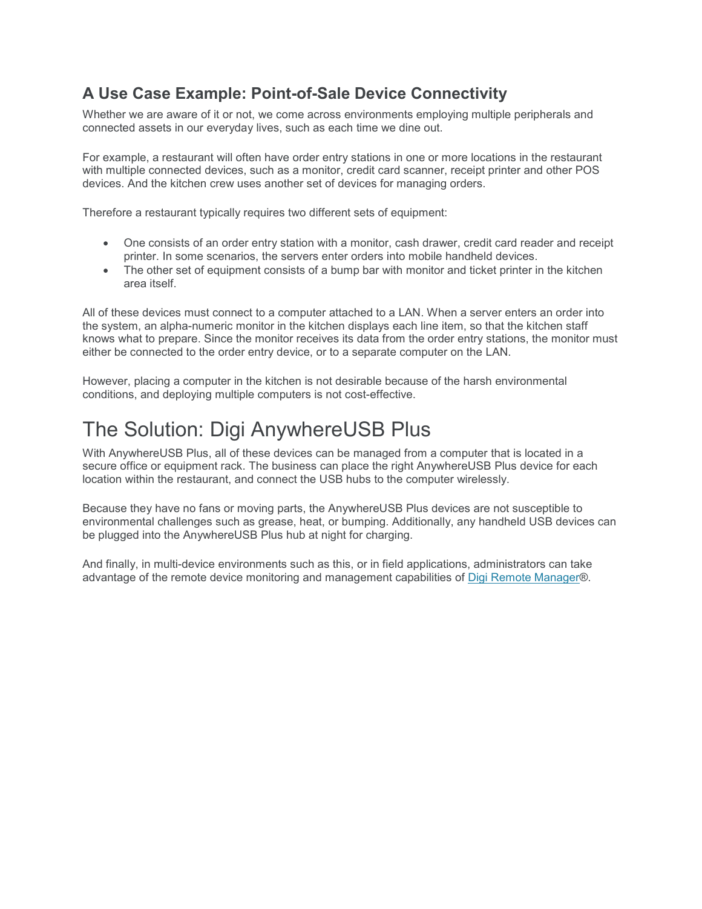### A Use Case Example: Point-of-Sale Device Connectivity

Whether we are aware of it or not, we come across environments employing multiple peripherals and connected assets in our everyday lives, such as each time we dine out.

For example, a restaurant will often have order entry stations in one or more locations in the restaurant with multiple connected devices, such as a monitor, credit card scanner, receipt printer and other POS devices. And the kitchen crew uses another set of devices for managing orders.

Therefore a restaurant typically requires two different sets of equipment:

- One consists of an order entry station with a monitor, cash drawer, credit card reader and receipt printer. In some scenarios, the servers enter orders into mobile handheld devices.
- The other set of equipment consists of a bump bar with monitor and ticket printer in the kitchen area itself.

All of these devices must connect to a computer attached to a LAN. When a server enters an order into the system, an alpha-numeric monitor in the kitchen displays each line item, so that the kitchen staff knows what to prepare. Since the monitor receives its data from the order entry stations, the monitor must either be connected to the order entry device, or to a separate computer on the LAN.

However, placing a computer in the kitchen is not desirable because of the harsh environmental conditions, and deploying multiple computers is not cost-effective.

## The Solution: Digi AnywhereUSB Plus

With AnywhereUSB Plus, all of these devices can be managed from a computer that is located in a secure office or equipment rack. The business can place the right AnywhereUSB Plus device for each location within the restaurant, and connect the USB hubs to the computer wirelessly.

Because they have no fans or moving parts, the AnywhereUSB Plus devices are not susceptible to environmental challenges such as grease, heat, or bumping. Additionally, any handheld USB devices can be plugged into the AnywhereUSB Plus hub at night for charging.

And finally, in multi-device environments such as this, or in field applications, administrators can take advantage of the remote device monitoring and management capabilities of Digi Remote Manager®.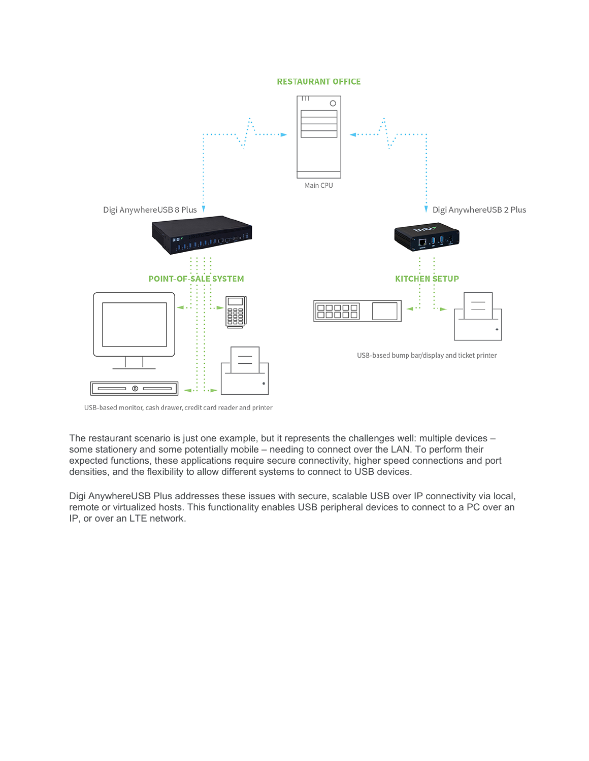RESTAURANT OFFICE

Main CPU

Digi AnywhereUSB 8 Plus

Digi AnywhereUSB 2 Plus

POINT-OF-SALE SYSTEM

KITCHEN SETUP

USB-based bump bar/display and ticket printer

USB-based monitor, cash drawer, credit card reader and printer

The restaurant scenario is just one example, but it represents the challenges well: multiple devices – some stationery and some potentially mobile – needing to connect over the LAN. To perform their expected functions, these applications require secure connectivity, higher speed connections and port densities, and the flexibility to allow different systems to connect to USB devices.

Digi AnywhereUSB Plus addresses these issues with secure, scalable USB over IP connectivity via local, remote or virtualized hosts. This functionality enables USB peripheral devices to connect to a PC over an IP, or over an LTE network.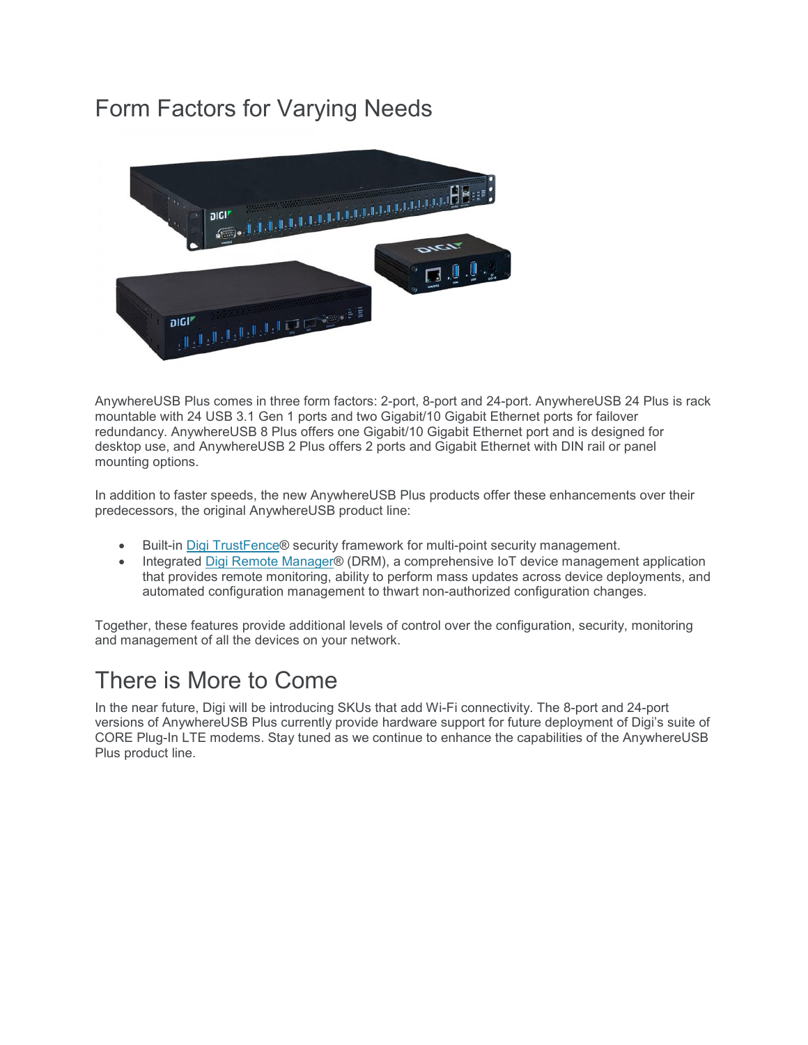## Form Factors for Varying Needs

AnywhereUSB Plus comes in three form factors: 2-port, 8-port and 24-port. AnywhereUSB 24 Plus is rack mountable with 24 USB 3.1 Gen 1 ports and two Gigabit/10 Gigabit Ethernet ports for failover redundancy. AnywhereUSB 8 Plus offers one Gigabit/10 Gigabit Ethernet port and is designed for desktop use, and AnywhereUSB 2 Plus offers 2 ports and Gigabit Ethernet with DIN rail or panel mounting options.

In addition to faster speeds, the new AnywhereUSB Plus products offer these enhancements over their predecessors, the original AnywhereUSB product line:

- Built-in Digi TrustFence® security framework for multi-point security management.
- Integrated Digi Remote Manager® (DRM), a comprehensive IoT device management application that provides remote monitoring, ability to perform mass updates across device deployments, and automated configuration management to thwart non-authorized configuration changes.

Together, these features provide additional levels of control over the configuration, security, monitoring and management of all the devices on your network.

## There is More to Come

In the near future, Digi will be introducing SKUs that add Wi-Fi connectivity. The 8-port and 24-port versions of AnywhereUSB Plus currently provide hardware support for future deployment of Digi's suite of CORE Plug-In LTE modems. Stay tuned as we continue to enhance the capabilities of the AnywhereUSB Plus product line.